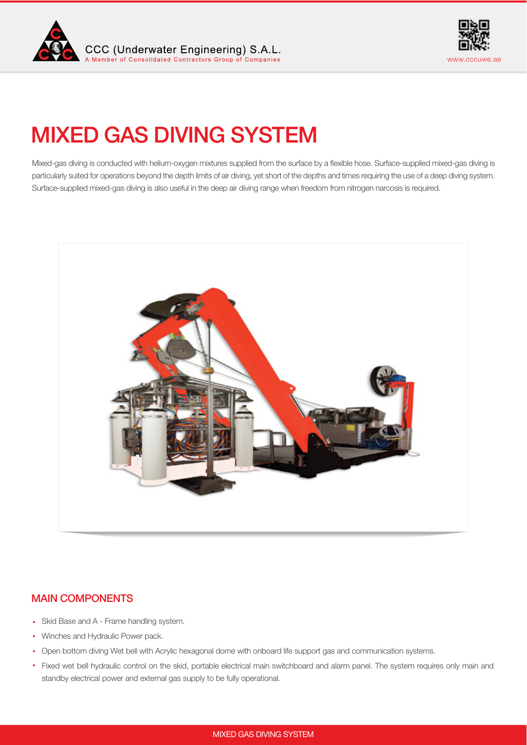# MIXED GAS DIVING SYSTEM

Mixed-gas diving is conducted with helium-oxygen mixtures supplied from the surface by a flexible hose. Surface-supplied mixed-gas diving is particularly suited for operations beyond the depth limits of air diving, yet short of the depths and times requiring the use of a deep diving system. Surface-supplied mixed-gas diving is also useful in the deep air diving range when freedom from nitrogen narcosis is required.

## MAIN COMPONENTS

- Skid Base and A - Frame handling system.
- Winches and Hydraulic Power pack.
- Open bottom diving Wet bell with Acrylic hexagonal dome with onboard life support gas and communication systems.
- Fixed wet bell hydraulic control on the skid, portable electrical main switchboard and alarm panel. The system requires only main and standby electrical power and external gas supply to be fully operational.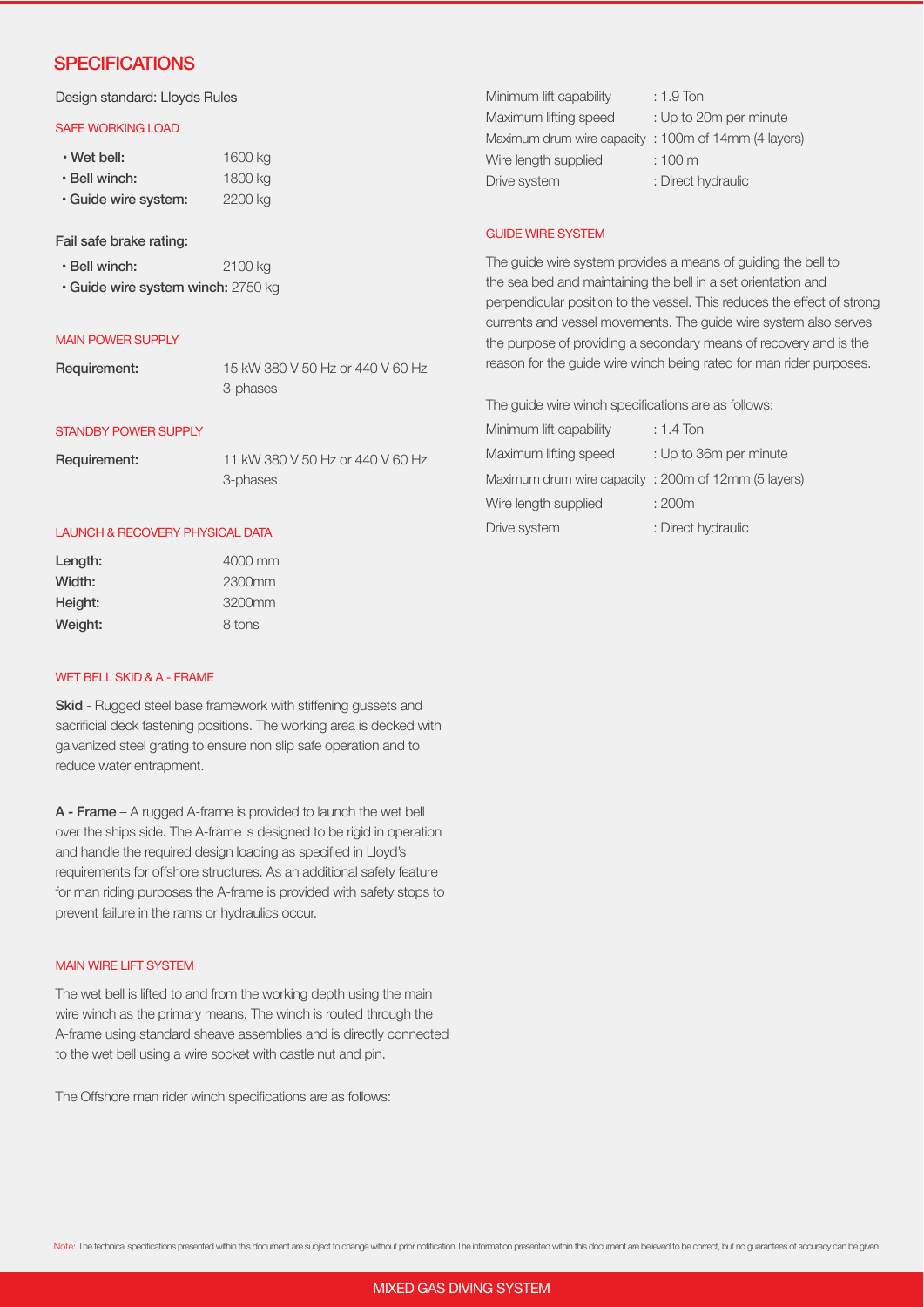## SPECIFICATIONS

Design standard: Lloyds Rules

### SAFE WORKING LOAD

| | |
|---|---|
| • **Wet bell:** | 1600 kg |
| • **Bell winch:** | 1800 kg |
| • **Guide wire system:** | 2200 kg |

**Fail safe brake rating:**

| | |
|---|---|
| • **Bell winch:** | 2100 kg |
| • **Guide wire system winch:** | 2750 kg |

### MAIN POWER SUPPLY

| | |
|---|---|
| **Requirement:** | 15 kW 380 V 50 Hz or 440 V 60 Hz 3-phases |

### STANDBY POWER SUPPLY

| | |
|---|---|
| **Requirement:** | 11 kW 380 V 50 Hz or 440 V 60 Hz 3-phases |

### LAUNCH & RECOVERY PHYSICAL DATA

| | |
|---|---|
| **Length:** | 4000 mm |
| **Width:** | 2300mm |
| **Height:** | 3200mm |
| **Weight:** | 8 tons |

### WET BELL SKID & A - FRAME

**Skid** - Rugged steel base framework with stiffening gussets and sacrificial deck fastening positions. The working area is decked with galvanized steel grating to ensure non slip safe operation and to reduce water entrapment.

**A - Frame** – A rugged A-frame is provided to launch the wet bell over the ships side. The A-frame is designed to be rigid in operation and handle the required design loading as specified in Lloyd's requirements for offshore structures. As an additional safety feature for man riding purposes the A-frame is provided with safety stops to prevent failure in the rams or hydraulics occur.

### MAIN WIRE LIFT SYSTEM

The wet bell is lifted to and from the working depth using the main wire winch as the primary means. The winch is routed through the A-frame using standard sheave assemblies and is directly connected to the wet bell using a wire socket with castle nut and pin.

The Offshore man rider winch specifications are as follows:

| | |
|---|---|
| Minimum lift capability | : 1.9 Ton |
| Maximum lifting speed | : Up to 20m per minute |
| Maximum drum wire capacity | : 100m of 14mm (4 layers) |
| Wire length supplied | : 100 m |
| Drive system | : Direct hydraulic |

### GUIDE WIRE SYSTEM

The guide wire system provides a means of guiding the bell to the sea bed and maintaining the bell in a set orientation and perpendicular position to the vessel. This reduces the effect of strong currents and vessel movements. The guide wire system also serves the purpose of providing a secondary means of recovery and is the reason for the guide wire winch being rated for man rider purposes.

The guide wire winch specifications are as follows:

| | |
|---|---|
| Minimum lift capability | : 1.4 Ton |
| Maximum lifting speed | : Up to 36m per minute |
| Maximum drum wire capacity | : 200m of 12mm (5 layers) |
| Wire length supplied | : 200m |
| Drive system | : Direct hydraulic |

Note: The technical specifications presented within this document are subject to change without prior notification.The information presented within this document are believed to be correct, but no guarantees of accuracy can be given.